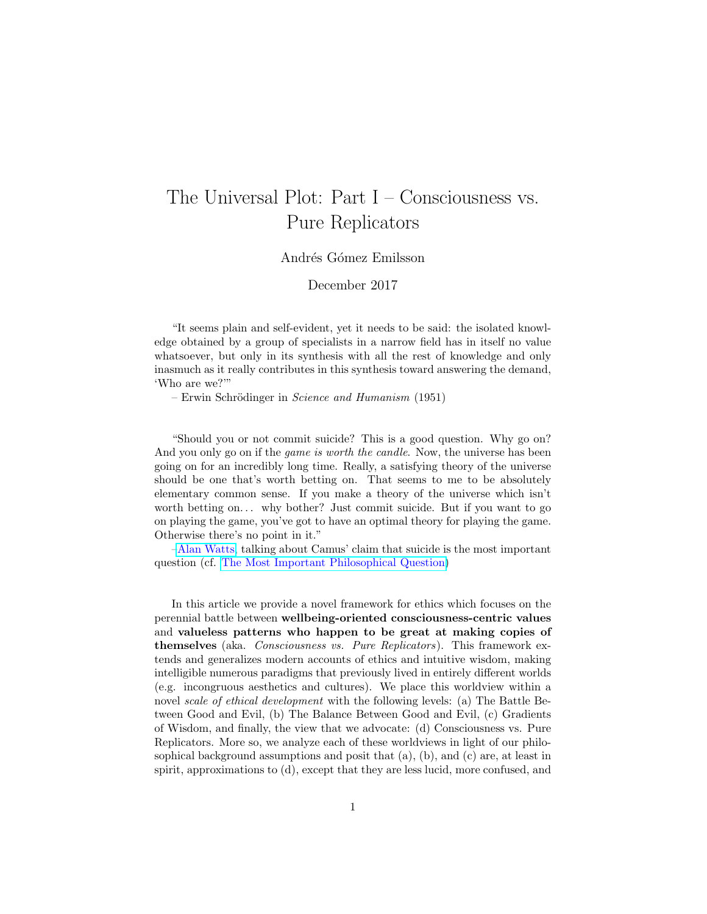# The Universal Plot: Part I – Consciousness vs. Pure Replicators

Andrés Gómez Emilsson

December 2017

"It seems plain and self-evident, yet it needs to be said: the isolated knowledge obtained by a group of specialists in a narrow field has in itself no value whatsoever, but only in its synthesis with all the rest of knowledge and only inasmuch as it really contributes in this synthesis toward answering the demand, 'Who are we?'"

– Erwin Schrödinger in *Science and Humanism* (1951)

"Should you or not commit suicide? This is a good question. Why go on? And you only go on if the *game is worth the candle*. Now, the universe has been going on for an incredibly long time. Really, a satisfying theory of the universe should be one that's worth betting on. That seems to me to be absolutely elementary common sense. If you make a theory of the universe which isn't worth betting on... why bother? Just commit suicide. But if you want to go on playing the game, you've got to have an optimal theory for playing the game. Otherwise there's no point in it."

–Alan Watts, talking about Camus' claim that suicide is the most important question (cf. The Most Important Philosophical Question)

In this article we provide a novel framework for ethics which focuses on the perennial battle between **wellbeing-oriented consciousness-centric values** and **valueless patterns who happen to be great at making copies of themselves** (aka. *Consciousness vs. Pure Replicators*). This framework extends and generalizes modern accounts of ethics and intuitive wisdom, making intelligible numerous paradigms that previously lived in entirely different worlds (e.g. incongruous aesthetics and cultures). We place this worldview within a novel *scale of ethical development* with the following levels: (a) The Battle Between Good and Evil, (b) The Balance Between Good and Evil, (c) Gradients of Wisdom, and finally, the view that we advocate: (d) Consciousness vs. Pure Replicators. More so, we analyze each of these worldviews in light of our philosophical background assumptions and posit that (a), (b), and (c) are, at least in spirit, approximations to (d), except that they are less lucid, more confused, and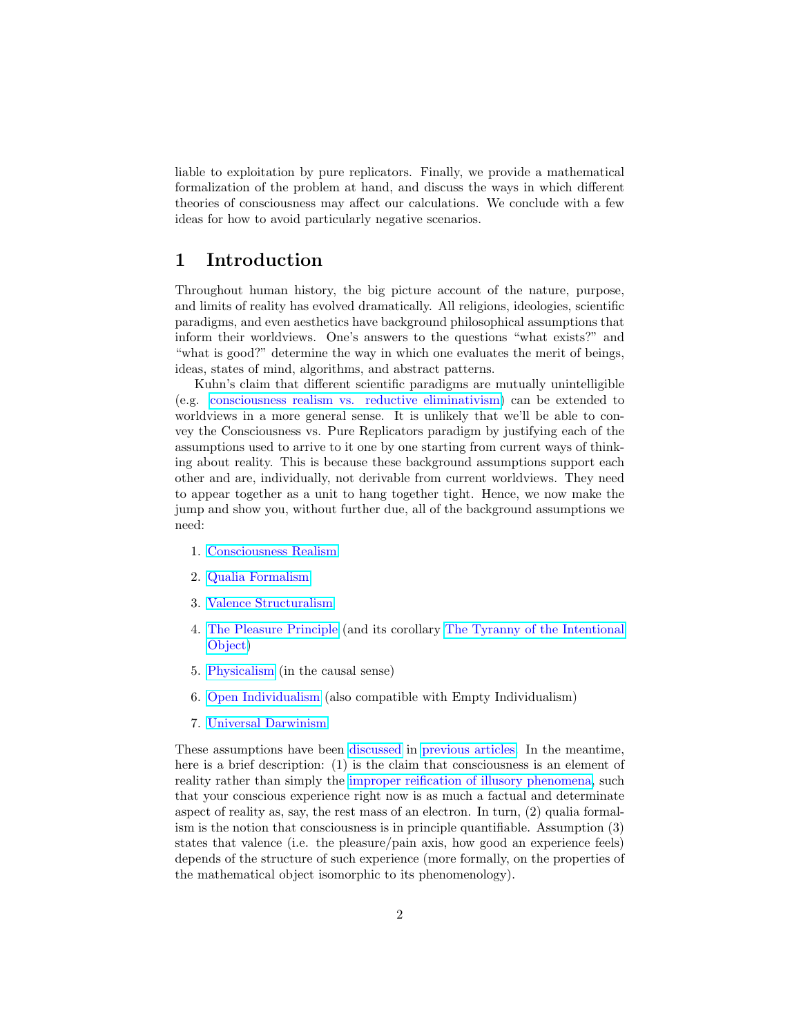liable to exploitation by pure replicators. Finally, we provide a mathematical formalization of the problem at hand, and discuss the ways in which different theories of consciousness may affect our calculations. We conclude with a few ideas for how to avoid particularly negative scenarios.

# 1 Introduction

Throughout human history, the big picture account of the nature, purpose, and limits of reality has evolved dramatically. All religions, ideologies, scientific paradigms, and even aesthetics have background philosophical assumptions that inform their worldviews. One's answers to the questions "what exists?" and "what is good?" determine the way in which one evaluates the merit of beings, ideas, states of mind, algorithms, and abstract patterns.

Kuhn's claim that different scientific paradigms are mutually unintelligible (e.g. consciousness realism vs. reductive eliminativism) can be extended to worldviews in a more general sense. It is unlikely that we'll be able to convey the Consciousness vs. Pure Replicators paradigm by justifying each of the assumptions used to arrive to it one by one starting from current ways of thinking about reality. This is because these background assumptions support each other and are, individually, not derivable from current worldviews. They need to appear together as a unit to hang together tight. Hence, we now make the jump and show you, without further due, all of the background assumptions we need:

1. Consciousness Realism
2. Qualia Formalism
3. Valence Structuralism
4. The Pleasure Principle (and its corollary The Tyranny of the Intentional Object)
5. Physicalism (in the causal sense)
6. Open Individualism (also compatible with Empty Individualism)
7. Universal Darwinism

These assumptions have been discussed in previous articles. In the meantime, here is a brief description: (1) is the claim that consciousness is an element of reality rather than simply the improper reification of illusory phenomena, such that your conscious experience right now is as much a factual and determinate aspect of reality as, say, the rest mass of an electron. In turn, (2) qualia formalism is the notion that consciousness is in principle quantifiable. Assumption (3) states that valence (i.e. the pleasure/pain axis, how good an experience feels) depends of the structure of such experience (more formally, on the properties of the mathematical object isomorphic to its phenomenology).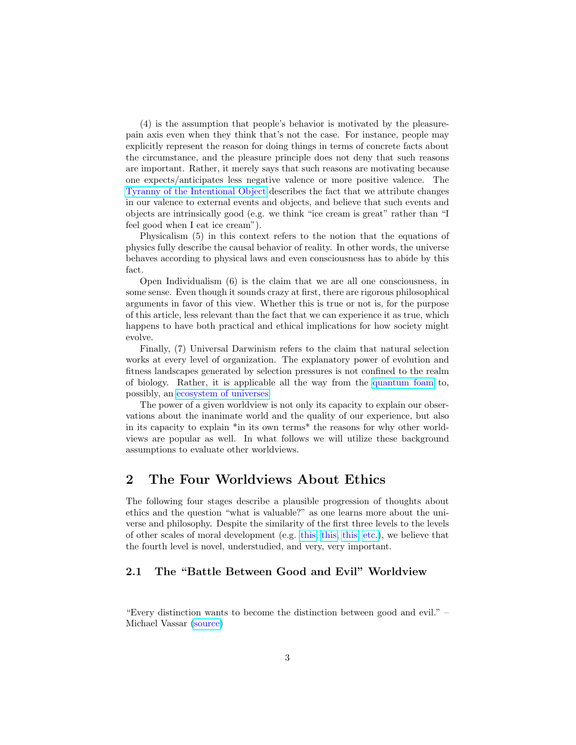(4) is the assumption that people's behavior is motivated by the pleasure-pain axis even when they think that's not the case. For instance, people may explicitly represent the reason for doing things in terms of concrete facts about the circumstance, and the pleasure principle does not deny that such reasons are important. Rather, it merely says that such reasons are motivating because one expects/anticipates less negative valence or more positive valence. The Tyranny of the Intentional Object describes the fact that we attribute changes in our valence to external events and objects, and believe that such events and objects are intrinsically good (e.g. we think "ice cream is great" rather than "I feel good when I eat ice cream").

Physicalism (5) in this context refers to the notion that the equations of physics fully describe the causal behavior of reality. In other words, the universe behaves according to physical laws and even consciousness has to abide by this fact.

Open Individualism (6) is the claim that we are all one consciousness, in some sense. Even though it sounds crazy at first, there are rigorous philosophical arguments in favor of this view. Whether this is true or not is, for the purpose of this article, less relevant than the fact that we can experience it as true, which happens to have both practical and ethical implications for how society might evolve.

Finally, (7) Universal Darwinism refers to the claim that natural selection works at every level of organization. The explanatory power of evolution and fitness landscapes generated by selection pressures is not confined to the realm of biology. Rather, it is applicable all the way from the quantum foam to, possibly, an ecosystem of universes.

The power of a given worldview is not only its capacity to explain our observations about the inanimate world and the quality of our experience, but also in its capacity to explain *in its own terms* the reasons for why other worldviews are popular as well. In what follows we will utilize these background assumptions to evaluate other worldviews.

## 2 The Four Worldviews About Ethics

The following four stages describe a plausible progression of thoughts about ethics and the question "what is valuable?" as one learns more about the universe and philosophy. Despite the similarity of the first three levels to the levels of other scales of moral development (e.g. this, this, this, etc.), we believe that the fourth level is novel, understudied, and very, very important.

### 2.1 The "Battle Between Good and Evil" Worldview

"Every distinction wants to become the distinction between good and evil." – Michael Vassar (source)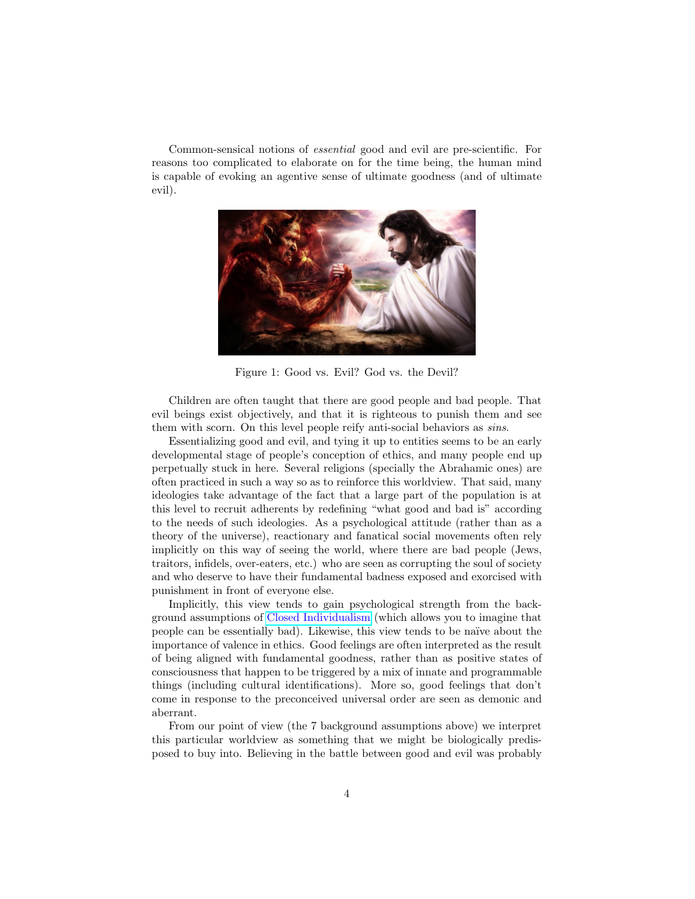Common-sensical notions of *essential* good and evil are pre-scientific. For reasons too complicated to elaborate on for the time being, the human mind is capable of evoking an agentive sense of ultimate goodness (and of ultimate evil).

Figure 1: Good vs. Evil? God vs. the Devil?

Children are often taught that there are good people and bad people. That evil beings exist objectively, and that it is righteous to punish them and see them with scorn. On this level people reify anti-social behaviors as *sins*.

Essentializing good and evil, and tying it up to entities seems to be an early developmental stage of people's conception of ethics, and many people end up perpetually stuck in here. Several religions (specially the Abrahamic ones) are often practiced in such a way so as to reinforce this worldview. That said, many ideologies take advantage of the fact that a large part of the population is at this level to recruit adherents by redefining "what good and bad is" according to the needs of such ideologies. As a psychological attitude (rather than as a theory of the universe), reactionary and fanatical social movements often rely implicitly on this way of seeing the world, where there are bad people (Jews, traitors, infidels, over-eaters, etc.) who are seen as corrupting the soul of society and who deserve to have their fundamental badness exposed and exorcised with punishment in front of everyone else.

Implicitly, this view tends to gain psychological strength from the background assumptions of Closed Individualism (which allows you to imagine that people can be essentially bad). Likewise, this view tends to be naïve about the importance of valence in ethics. Good feelings are often interpreted as the result of being aligned with fundamental goodness, rather than as positive states of consciousness that happen to be triggered by a mix of innate and programmable things (including cultural identifications). More so, good feelings that don't come in response to the preconceived universal order are seen as demonic and aberrant.

From our point of view (the 7 background assumptions above) we interpret this particular worldview as something that we might be biologically predisposed to buy into. Believing in the battle between good and evil was probably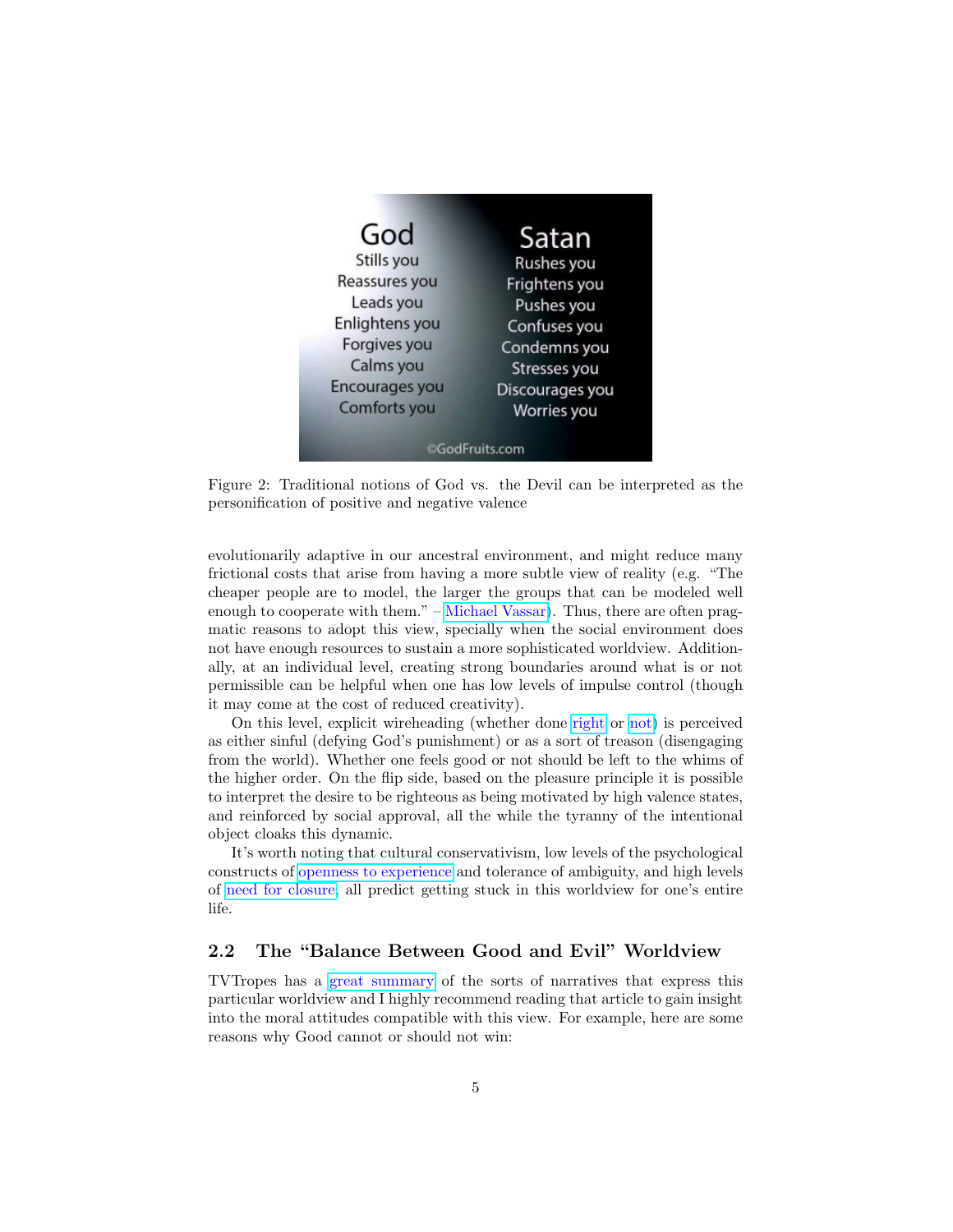Figure 2: Traditional notions of God vs. the Devil can be interpreted as the personification of positive and negative valence

evolutionarily adaptive in our ancestral environment, and might reduce many frictional costs that arise from having a more subtle view of reality (e.g. "The cheaper people are to model, the larger the groups that can be modeled well enough to cooperate with them." – Michael Vassar). Thus, there are often pragmatic reasons to adopt this view, specially when the social environment does not have enough resources to sustain a more sophisticated worldview. Additionally, at an individual level, creating strong boundaries around what is or not permissible can be helpful when one has low levels of impulse control (though it may come at the cost of reduced creativity).

On this level, explicit wireheading (whether done right or not) is perceived as either sinful (defying God's punishment) or as a sort of treason (disengaging from the world). Whether one feels good or not should be left to the whims of the higher order. On the flip side, based on the pleasure principle it is possible to interpret the desire to be righteous as being motivated by high valence states, and reinforced by social approval, all the while the tyranny of the intentional object cloaks this dynamic.

It's worth noting that cultural conservativism, low levels of the psychological constructs of openness to experience and tolerance of ambiguity, and high levels of need for closure, all predict getting stuck in this worldview for one's entire life.

## 2.2 The "Balance Between Good and Evil" Worldview

TVTropes has a great summary of the sorts of narratives that express this particular worldview and I highly recommend reading that article to gain insight into the moral attitudes compatible with this view. For example, here are some reasons why Good cannot or should not win: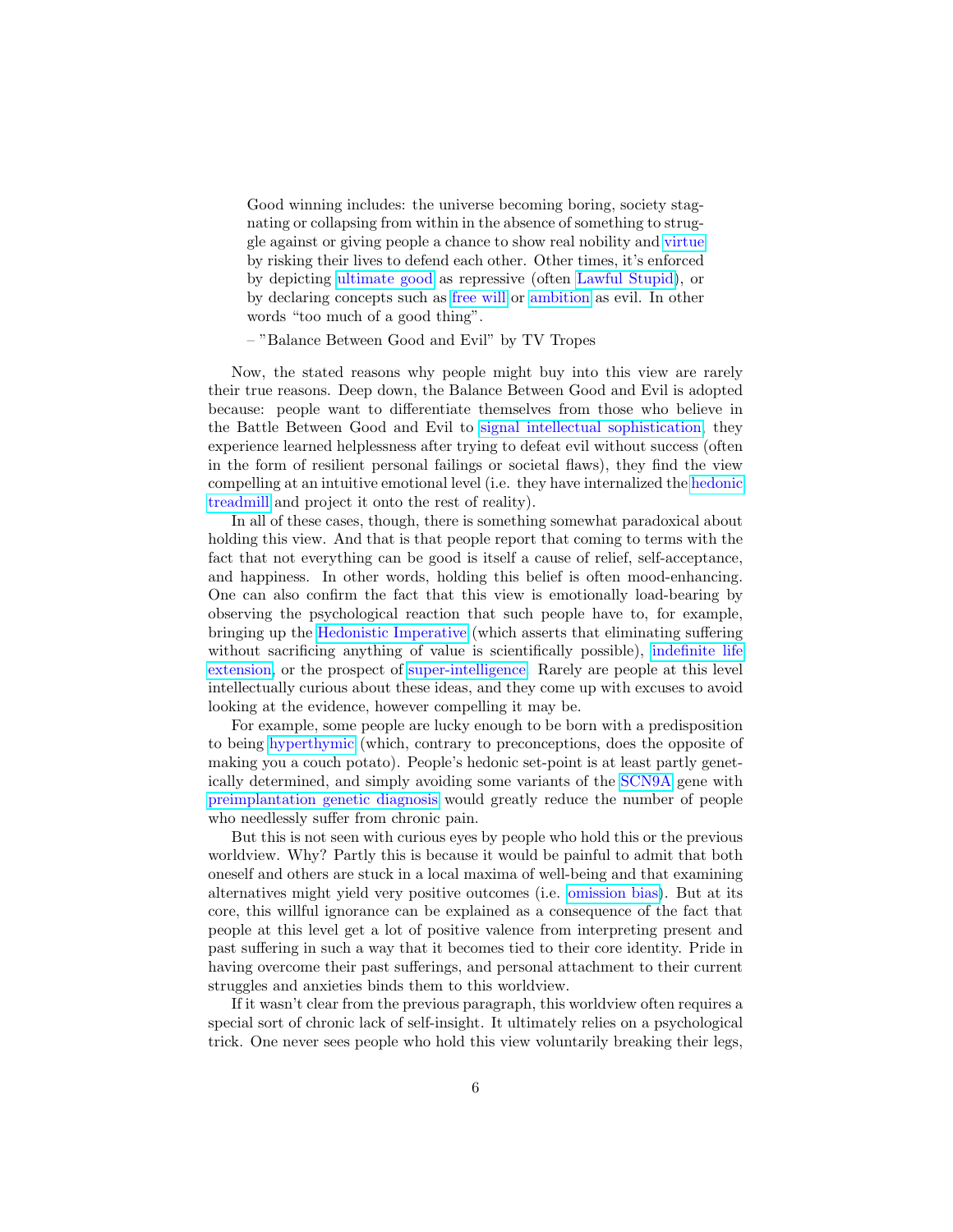> Good winning includes: the universe becoming boring, society stagnating or collapsing from within in the absence of something to struggle against or giving people a chance to show real nobility and virtue by risking their lives to defend each other. Other times, it's enforced by depicting ultimate good as repressive (often Lawful Stupid), or by declaring concepts such as free will or ambition as evil. In other words "too much of a good thing".
>
> – "Balance Between Good and Evil" by TV Tropes

Now, the stated reasons why people might buy into this view are rarely their true reasons. Deep down, the Balance Between Good and Evil is adopted because: people want to differentiate themselves from those who believe in the Battle Between Good and Evil to signal intellectual sophistication, they experience learned helplessness after trying to defeat evil without success (often in the form of resilient personal failings or societal flaws), they find the view compelling at an intuitive emotional level (i.e. they have internalized the hedonic treadmill and project it onto the rest of reality).

In all of these cases, though, there is something somewhat paradoxical about holding this view. And that is that people report that coming to terms with the fact that not everything can be good is itself a cause of relief, self-acceptance, and happiness. In other words, holding this belief is often mood-enhancing. One can also confirm the fact that this view is emotionally load-bearing by observing the psychological reaction that such people have to, for example, bringing up the Hedonistic Imperative (which asserts that eliminating suffering without sacrificing anything of value is scientifically possible), indefinite life extension, or the prospect of super-intelligence. Rarely are people at this level intellectually curious about these ideas, and they come up with excuses to avoid looking at the evidence, however compelling it may be.

For example, some people are lucky enough to be born with a predisposition to being hyperthymic (which, contrary to preconceptions, does the opposite of making you a couch potato). People's hedonic set-point is at least partly genetically determined, and simply avoiding some variants of the SCN9A gene with preimplantation genetic diagnosis would greatly reduce the number of people who needlessly suffer from chronic pain.

But this is not seen with curious eyes by people who hold this or the previous worldview. Why? Partly this is because it would be painful to admit that both oneself and others are stuck in a local maxima of well-being and that examining alternatives might yield very positive outcomes (i.e. omission bias). But at its core, this willful ignorance can be explained as a consequence of the fact that people at this level get a lot of positive valence from interpreting present and past suffering in such a way that it becomes tied to their core identity. Pride in having overcome their past sufferings, and personal attachment to their current struggles and anxieties binds them to this worldview.

If it wasn't clear from the previous paragraph, this worldview often requires a special sort of chronic lack of self-insight. It ultimately relies on a psychological trick. One never sees people who hold this view voluntarily breaking their legs,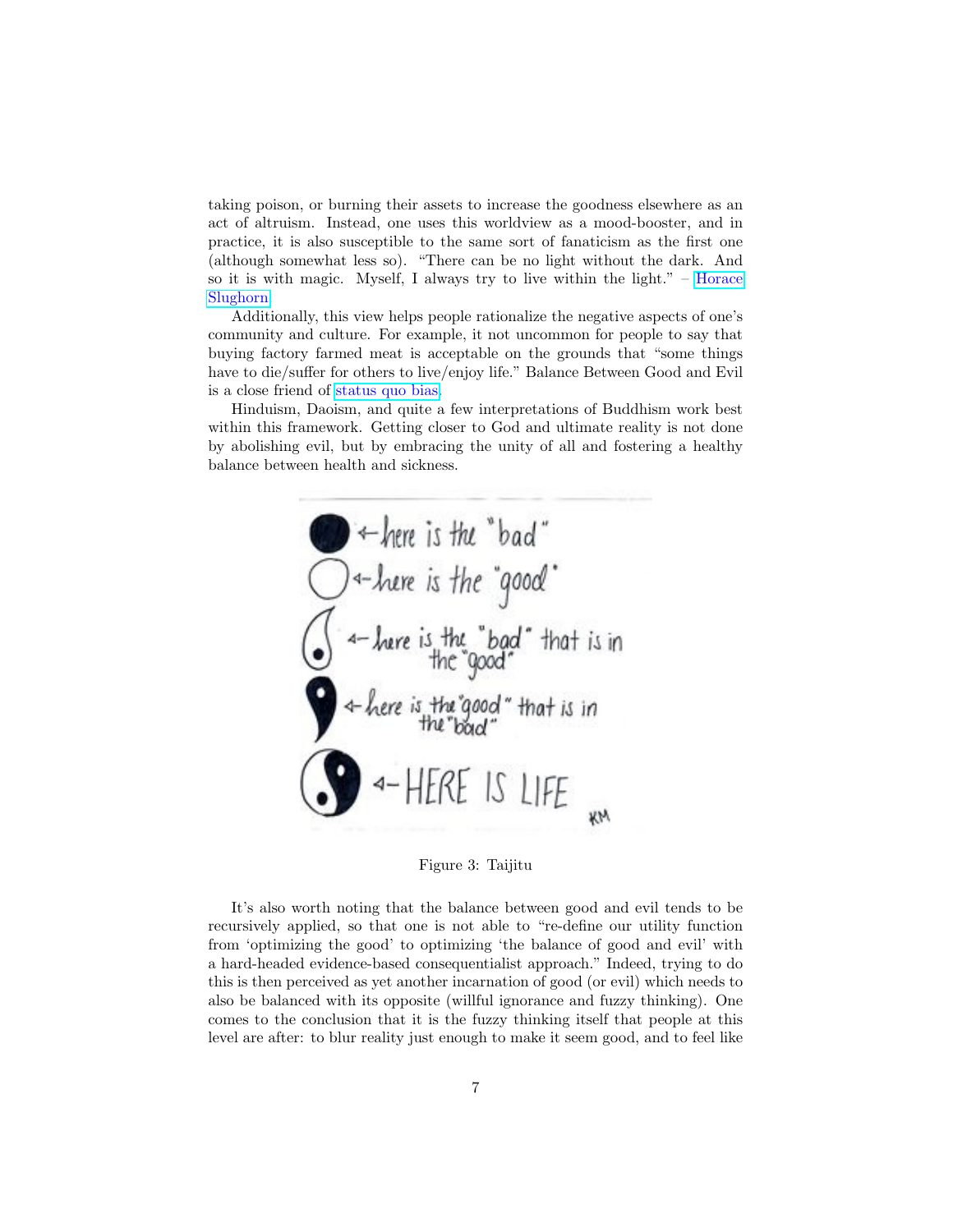taking poison, or burning their assets to increase the goodness elsewhere as an act of altruism. Instead, one uses this worldview as a mood-booster, and in practice, it is also susceptible to the same sort of fanaticism as the first one (although somewhat less so). "There can be no light without the dark. And so it is with magic. Myself, I always try to live within the light." – Horace Slughorn

Additionally, this view helps people rationalize the negative aspects of one's community and culture. For example, it not uncommon for people to say that buying factory farmed meat is acceptable on the grounds that "some things have to die/suffer for others to live/enjoy life." Balance Between Good and Evil is a close friend of status quo bias.

Hinduism, Daoism, and quite a few interpretations of Buddhism work best within this framework. Getting closer to God and ultimate reality is not done by abolishing evil, but by embracing the unity of all and fostering a healthy balance between health and sickness.

Figure 3: Taijitu

It's also worth noting that the balance between good and evil tends to be recursively applied, so that one is not able to "re-define our utility function from 'optimizing the good' to optimizing 'the balance of good and evil' with a hard-headed evidence-based consequentialist approach." Indeed, trying to do this is then perceived as yet another incarnation of good (or evil) which needs to also be balanced with its opposite (willful ignorance and fuzzy thinking). One comes to the conclusion that it is the fuzzy thinking itself that people at this level are after: to blur reality just enough to make it seem good, and to feel like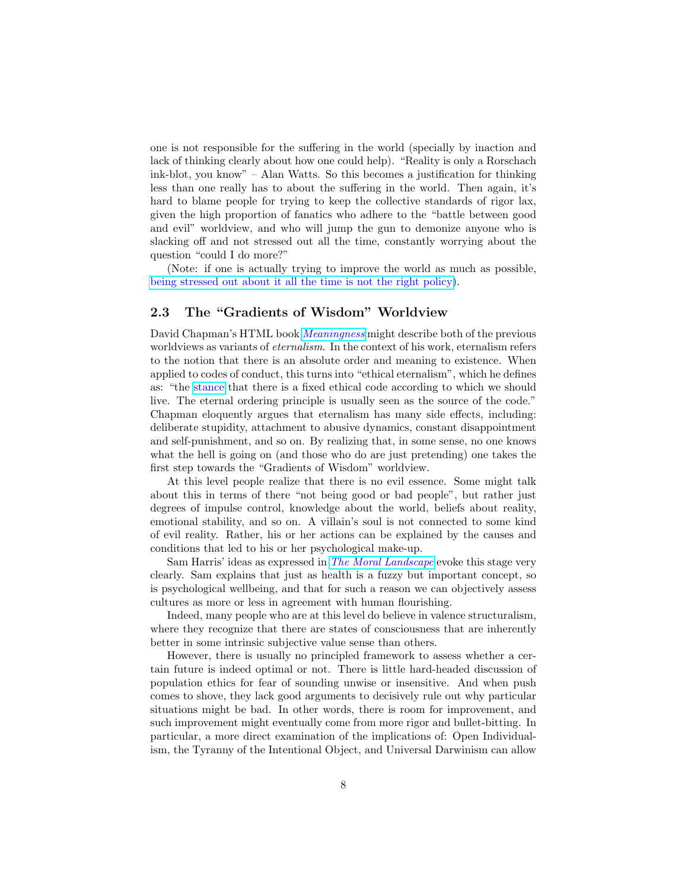one is not responsible for the suffering in the world (specially by inaction and lack of thinking clearly about how one could help). "Reality is only a Rorschach ink-blot, you know" – Alan Watts. So this becomes a justification for thinking less than one really has to about the suffering in the world. Then again, it's hard to blame people for trying to keep the collective standards of rigor lax, given the high proportion of fanatics who adhere to the "battle between good and evil" worldview, and who will jump the gun to demonize anyone who is slacking off and not stressed out all the time, constantly worrying about the question "could I do more?"

(Note: if one is actually trying to improve the world as much as possible, being stressed out about it all the time is not the right policy).

## 2.3 The "Gradients of Wisdom" Worldview

David Chapman's HTML book *Meaningness* might describe both of the previous worldviews as variants of *eternalism*. In the context of his work, eternalism refers to the notion that there is an absolute order and meaning to existence. When applied to codes of conduct, this turns into "ethical eternalism", which he defines as: "the stance that there is a fixed ethical code according to which we should live. The eternal ordering principle is usually seen as the source of the code." Chapman eloquently argues that eternalism has many side effects, including: deliberate stupidity, attachment to abusive dynamics, constant disappointment and self-punishment, and so on. By realizing that, in some sense, no one knows what the hell is going on (and those who do are just pretending) one takes the first step towards the "Gradients of Wisdom" worldview.

At this level people realize that there is no evil essence. Some might talk about this in terms of there "not being good or bad people", but rather just degrees of impulse control, knowledge about the world, beliefs about reality, emotional stability, and so on. A villain's soul is not connected to some kind of evil reality. Rather, his or her actions can be explained by the causes and conditions that led to his or her psychological make-up.

Sam Harris' ideas as expressed in *The Moral Landscape* evoke this stage very clearly. Sam explains that just as health is a fuzzy but important concept, so is psychological wellbeing, and that for such a reason we can objectively assess cultures as more or less in agreement with human flourishing.

Indeed, many people who are at this level do believe in valence structuralism, where they recognize that there are states of consciousness that are inherently better in some intrinsic subjective value sense than others.

However, there is usually no principled framework to assess whether a certain future is indeed optimal or not. There is little hard-headed discussion of population ethics for fear of sounding unwise or insensitive. And when push comes to shove, they lack good arguments to decisively rule out why particular situations might be bad. In other words, there is room for improvement, and such improvement might eventually come from more rigor and bullet-biting. In particular, a more direct examination of the implications of: Open Individualism, the Tyranny of the Intentional Object, and Universal Darwinism can allow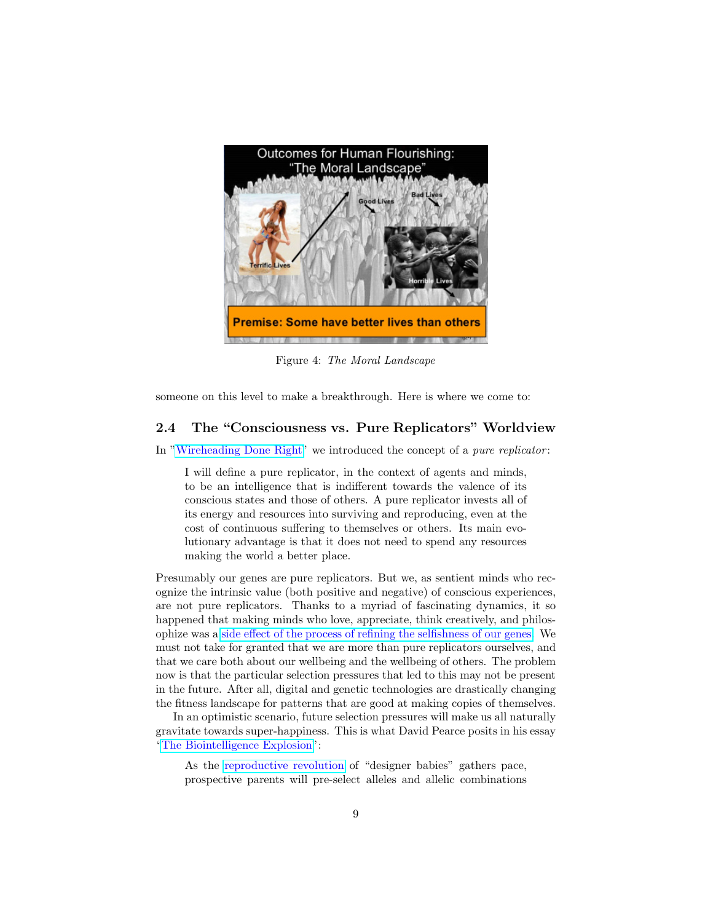Figure 4: *The Moral Landscape*

someone on this level to make a breakthrough. Here is where we come to:

## 2.4 The "Consciousness vs. Pure Replicators" Worldview

In "Wireheading Done Right" we introduced the concept of a *pure replicator*:

> I will define a pure replicator, in the context of agents and minds, to be an intelligence that is indifferent towards the valence of its conscious states and those of others. A pure replicator invests all of its energy and resources into surviving and reproducing, even at the cost of continuous suffering to themselves or others. Its main evolutionary advantage is that it does not need to spend any resources making the world a better place.

Presumably our genes are pure replicators. But we, as sentient minds who recognize the intrinsic value (both positive and negative) of conscious experiences, are not pure replicators. Thanks to a myriad of fascinating dynamics, it so happened that making minds who love, appreciate, think creatively, and philosophize was a side effect of the process of refining the selfishness of our genes. We must not take for granted that we are more than pure replicators ourselves, and that we care both about our wellbeing and the wellbeing of others. The problem now is that the particular selection pressures that led to this may not be present in the future. After all, digital and genetic technologies are drastically changing the fitness landscape for patterns that are good at making copies of themselves.

In an optimistic scenario, future selection pressures will make us all naturally gravitate towards super-happiness. This is what David Pearce posits in his essay 'The Biointelligence Explosion':

> As the reproductive revolution of "designer babies" gathers pace, prospective parents will pre-select alleles and allelic combinations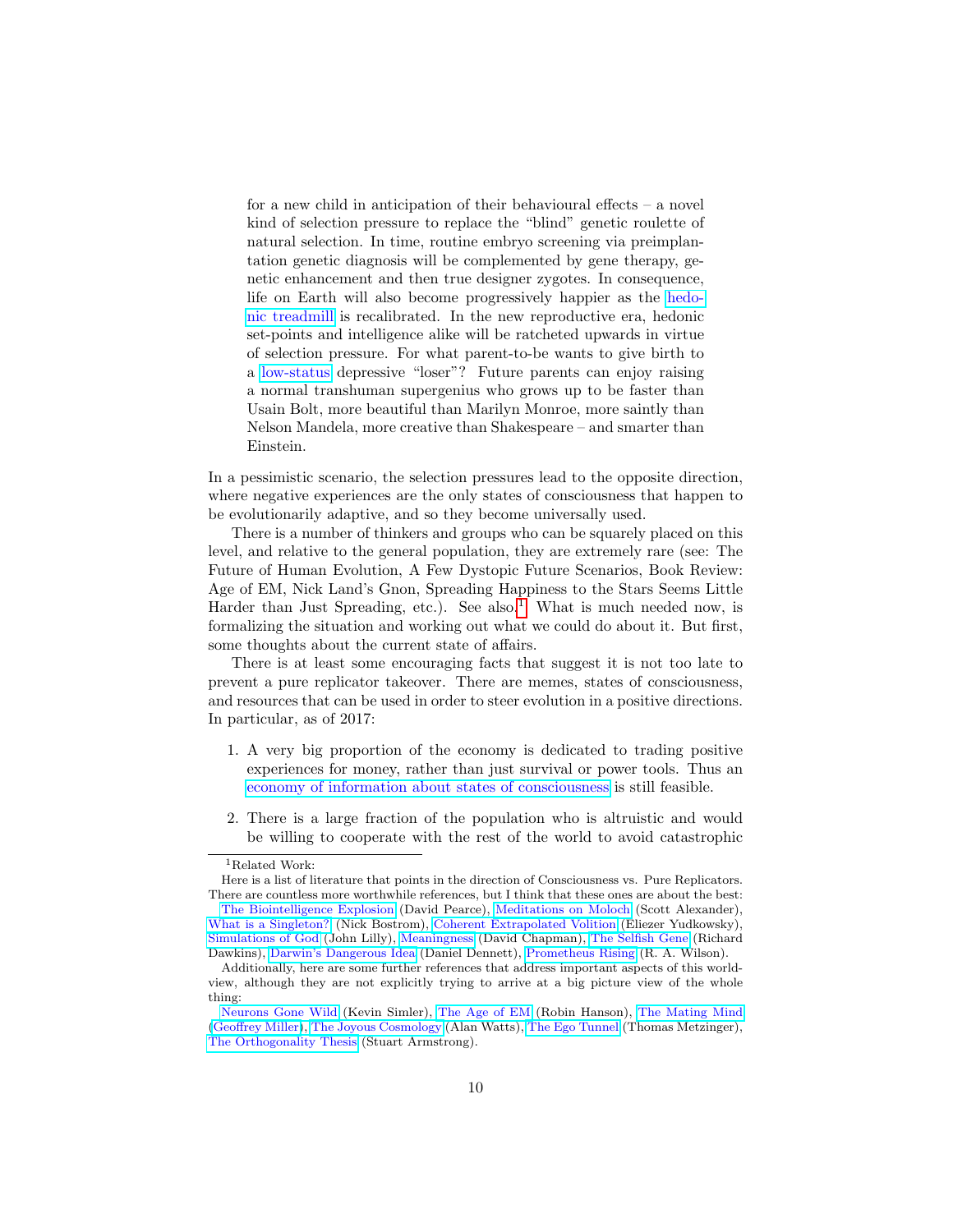> for a new child in anticipation of their behavioural effects – a novel kind of selection pressure to replace the "blind" genetic roulette of natural selection. In time, routine embryo screening via preimplantation genetic diagnosis will be complemented by gene therapy, genetic enhancement and then true designer zygotes. In consequence, life on Earth will also become progressively happier as the hedonic treadmill is recalibrated. In the new reproductive era, hedonic set-points and intelligence alike will be ratcheted upwards in virtue of selection pressure. For what parent-to-be wants to give birth to a low-status depressive "loser"? Future parents can enjoy raising a normal transhuman supergenius who grows up to be faster than Usain Bolt, more beautiful than Marilyn Monroe, more saintly than Nelson Mandela, more creative than Shakespeare – and smarter than Einstein.

In a pessimistic scenario, the selection pressures lead to the opposite direction, where negative experiences are the only states of consciousness that happen to be evolutionarily adaptive, and so they become universally used.

There is a number of thinkers and groups who can be squarely placed on this level, and relative to the general population, they are extremely rare (see: The Future of Human Evolution, A Few Dystopic Future Scenarios, Book Review: Age of EM, Nick Land's Gnon, Spreading Happiness to the Stars Seems Little Harder than Just Spreading, etc.). See also.[1] What is much needed now, is formalizing the situation and working out what we could do about it. But first, some thoughts about the current state of affairs.

There is at least some encouraging facts that suggest it is not too late to prevent a pure replicator takeover. There are memes, states of consciousness, and resources that can be used in order to steer evolution in a positive directions. In particular, as of 2017:

1. A very big proportion of the economy is dedicated to trading positive experiences for money, rather than just survival or power tools. Thus an economy of information about states of consciousness is still feasible.

2. There is a large fraction of the population who is altruistic and would be willing to cooperate with the rest of the world to avoid catastrophic

---

[1] Related Work:

Here is a list of literature that points in the direction of Consciousness vs. Pure Replicators. There are countless more worthwhile references, but I think that these ones are about the best: The Biointelligence Explosion (David Pearce), Meditations on Moloch (Scott Alexander), What is a Singleton? (Nick Bostrom), Coherent Extrapolated Volition (Eliezer Yudkowsky), Simulations of God (John Lilly), Meaningness (David Chapman), The Selfish Gene (Richard Dawkins), Darwin's Dangerous Idea (Daniel Dennett), Prometheus Rising (R. A. Wilson).

Additionally, here are some further references that address important aspects of this worldview, although they are not explicitly trying to arrive at a big picture view of the whole thing:

Neurons Gone Wild (Kevin Simler), The Age of EM (Robin Hanson), The Mating Mind (Geoffrey Miller), The Joyous Cosmology (Alan Watts), The Ego Tunnel (Thomas Metzinger), The Orthogonality Thesis (Stuart Armstrong).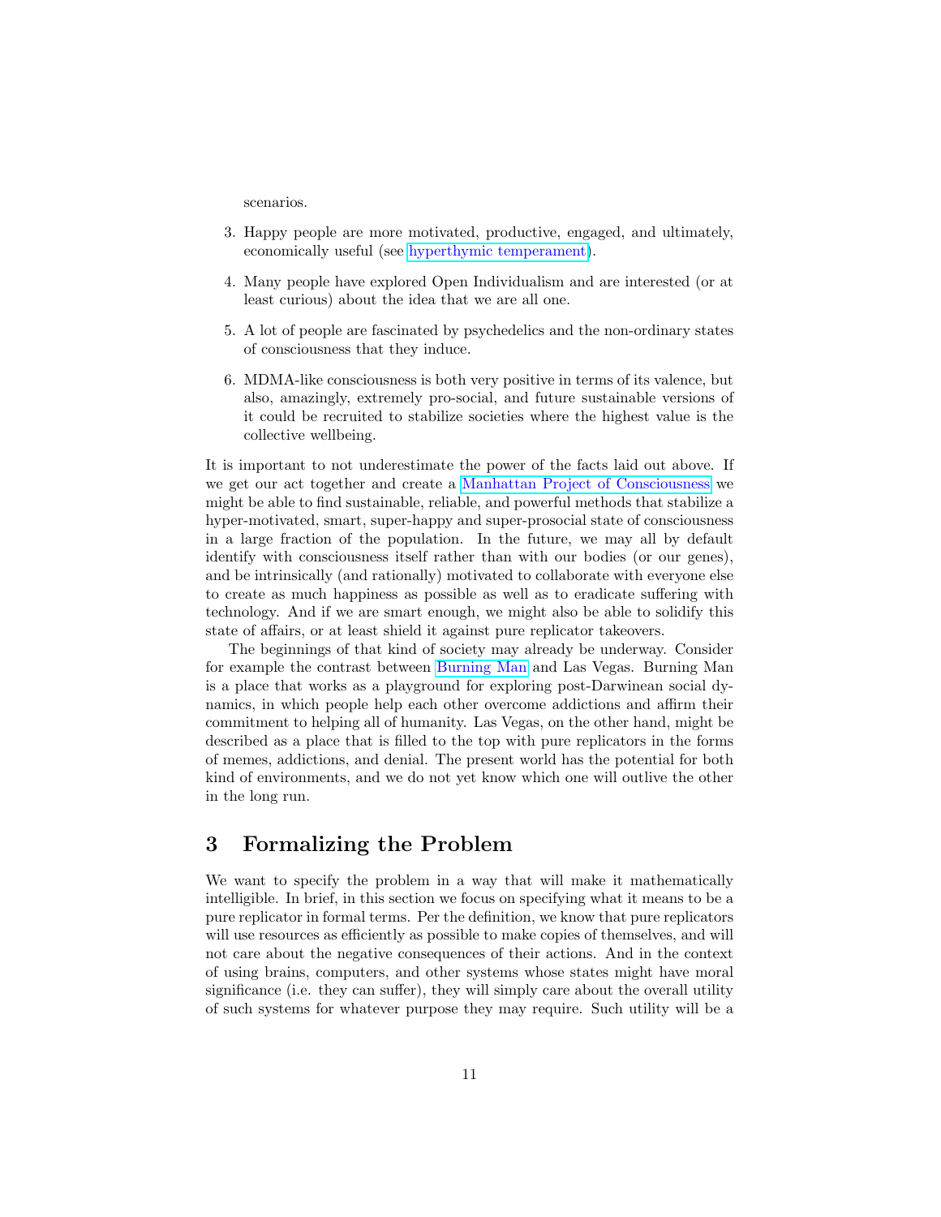scenarios.

3. Happy people are more motivated, productive, engaged, and ultimately, economically useful (see hyperthymic temperament).

4. Many people have explored Open Individualism and are interested (or at least curious) about the idea that we are all one.

5. A lot of people are fascinated by psychedelics and the non-ordinary states of consciousness that they induce.

6. MDMA-like consciousness is both very positive in terms of its valence, but also, amazingly, extremely pro-social, and future sustainable versions of it could be recruited to stabilize societies where the highest value is the collective wellbeing.

It is important to not underestimate the power of the facts laid out above. If we get our act together and create a Manhattan Project of Consciousness we might be able to find sustainable, reliable, and powerful methods that stabilize a hyper-motivated, smart, super-happy and super-prosocial state of consciousness in a large fraction of the population. In the future, we may all by default identify with consciousness itself rather than with our bodies (or our genes), and be intrinsically (and rationally) motivated to collaborate with everyone else to create as much happiness as possible as well as to eradicate suffering with technology. And if we are smart enough, we might also be able to solidify this state of affairs, or at least shield it against pure replicator takeovers.

The beginnings of that kind of society may already be underway. Consider for example the contrast between Burning Man and Las Vegas. Burning Man is a place that works as a playground for exploring post-Darwinean social dynamics, in which people help each other overcome addictions and affirm their commitment to helping all of humanity. Las Vegas, on the other hand, might be described as a place that is filled to the top with pure replicators in the forms of memes, addictions, and denial. The present world has the potential for both kind of environments, and we do not yet know which one will outlive the other in the long run.

## 3 Formalizing the Problem

We want to specify the problem in a way that will make it mathematically intelligible. In brief, in this section we focus on specifying what it means to be a pure replicator in formal terms. Per the definition, we know that pure replicators will use resources as efficiently as possible to make copies of themselves, and will not care about the negative consequences of their actions. And in the context of using brains, computers, and other systems whose states might have moral significance (i.e. they can suffer), they will simply care about the overall utility of such systems for whatever purpose they may require. Such utility will be a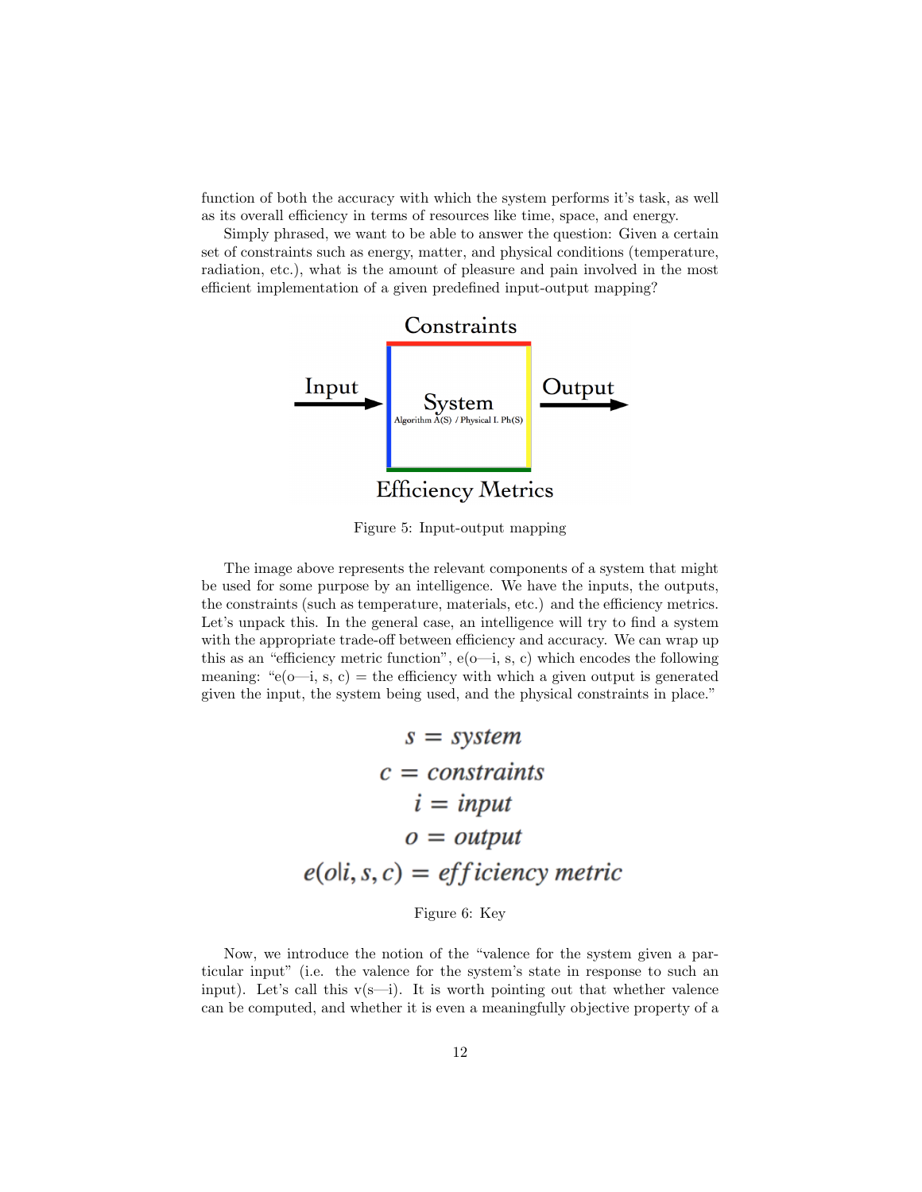function of both the accuracy with which the system performs it's task, as well as its overall efficiency in terms of resources like time, space, and energy.

Simply phrased, we want to be able to answer the question: Given a certain set of constraints such as energy, matter, and physical conditions (temperature, radiation, etc.), what is the amount of pleasure and pain involved in the most efficient implementation of a given predefined input-output mapping?

Figure 5: Input-output mapping

The image above represents the relevant components of a system that might be used for some purpose by an intelligence. We have the inputs, the outputs, the constraints (such as temperature, materials, etc.) and the efficiency metrics. Let's unpack this. In the general case, an intelligence will try to find a system with the appropriate trade-off between efficiency and accuracy. We can wrap up this as an "efficiency metric function", e(o—i, s, c) which encodes the following meaning: "e(o—i, s, c) = the efficiency with which a given output is generated given the input, the system being used, and the physical constraints in place."

$$
\begin{gathered}
s = system \\
c = constraints \\
i = input \\
o = output \\
e(o|i, s, c) = efficiency\ metric
\end{gathered}
$$

Figure 6: Key

Now, we introduce the notion of the "valence for the system given a particular input" (i.e. the valence for the system's state in response to such an input). Let's call this v(s—i). It is worth pointing out that whether valence can be computed, and whether it is even a meaningfully objective property of a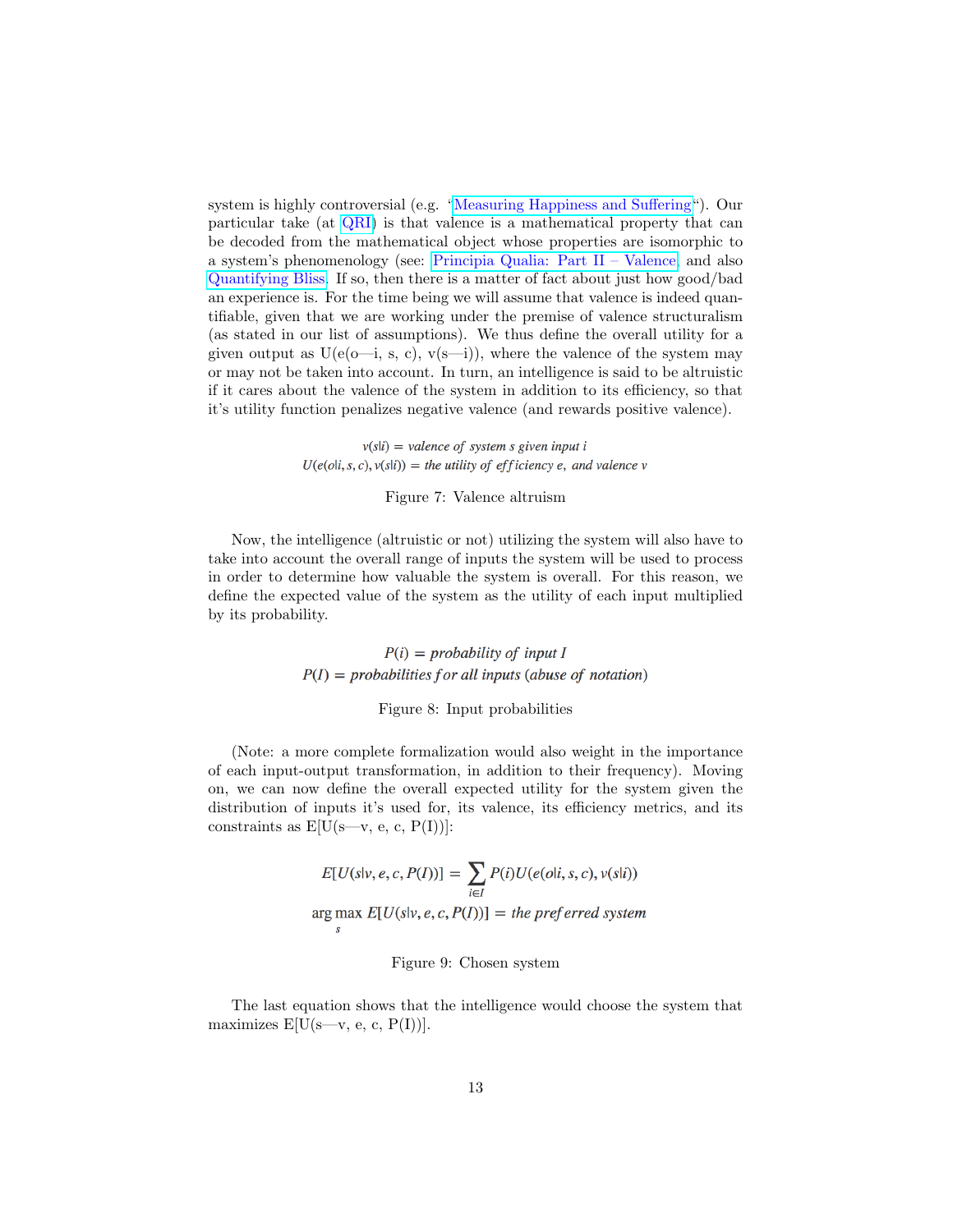system is highly controversial (e.g. "Measuring Happiness and Suffering"). Our particular take (at QRI) is that valence is a mathematical property that can be decoded from the mathematical object whose properties are isomorphic to a system's phenomenology (see: Principia Qualia: Part II – Valence, and also Quantifying Bliss. If so, then there is a matter of fact about just how good/bad an experience is. For the time being we will assume that valence is indeed quantifiable, given that we are working under the premise of valence structuralism (as stated in our list of assumptions). We thus define the overall utility for a given output as U(e(o—i, s, c), v(s—i)), where the valence of the system may or may not be taken into account. In turn, an intelligence is said to be altruistic if it cares about the valence of the system in addition to its efficiency, so that it's utility function penalizes negative valence (and rewards positive valence).

$$v(s|i) = \textit{valence of system } s \textit{ given input } i$$
$$U(e(o|i, s, c), v(s|i)) = \textit{the utility of efficiency } e, \textit{ and valence } v$$

Figure 7: Valence altruism

Now, the intelligence (altruistic or not) utilizing the system will also have to take into account the overall range of inputs the system will be used to process in order to determine how valuable the system is overall. For this reason, we define the expected value of the system as the utility of each input multiplied by its probability.

$$P(i) = \textit{probability of input } I$$
$$P(I) = \textit{probabilities for all inputs (abuse of notation)}$$

Figure 8: Input probabilities

(Note: a more complete formalization would also weight in the importance of each input-output transformation, in addition to their frequency). Moving on, we can now define the overall expected utility for the system given the distribution of inputs it's used for, its valence, its efficiency metrics, and its constraints as E[U(s—v, e, c, P(I))]:

$$E[U(s|v, e, c, P(I))] = \sum_{i \in I} P(i) U(e(o|i, s, c), v(s|i))$$
$$\arg\max_{s} E[U(s|v, e, c, P(I))] = \textit{the preferred system}$$

Figure 9: Chosen system

The last equation shows that the intelligence would choose the system that maximizes E[U(s—v, e, c, P(I))].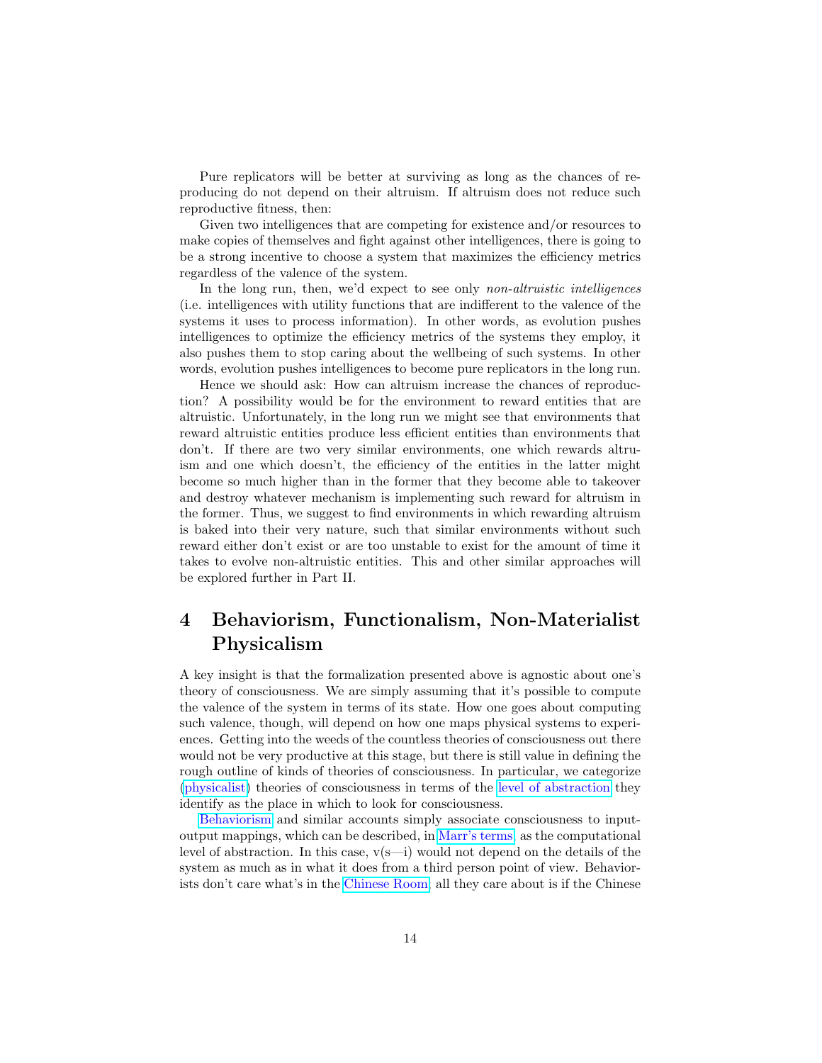Pure replicators will be better at surviving as long as the chances of reproducing do not depend on their altruism. If altruism does not reduce such reproductive fitness, then:

Given two intelligences that are competing for existence and/or resources to make copies of themselves and fight against other intelligences, there is going to be a strong incentive to choose a system that maximizes the efficiency metrics regardless of the valence of the system.

In the long run, then, we'd expect to see only *non-altruistic intelligences* (i.e. intelligences with utility functions that are indifferent to the valence of the systems it uses to process information). In other words, as evolution pushes intelligences to optimize the efficiency metrics of the systems they employ, it also pushes them to stop caring about the wellbeing of such systems. In other words, evolution pushes intelligences to become pure replicators in the long run.

Hence we should ask: How can altruism increase the chances of reproduction? A possibility would be for the environment to reward entities that are altruistic. Unfortunately, in the long run we might see that environments that reward altruistic entities produce less efficient entities than environments that don't. If there are two very similar environments, one which rewards altruism and one which doesn't, the efficiency of the entities in the latter might become so much higher than in the former that they become able to takeover and destroy whatever mechanism is implementing such reward for altruism in the former. Thus, we suggest to find environments in which rewarding altruism is baked into their very nature, such that similar environments without such reward either don't exist or are too unstable to exist for the amount of time it takes to evolve non-altruistic entities. This and other similar approaches will be explored further in Part II.

# 4 Behaviorism, Functionalism, Non-Materialist Physicalism

A key insight is that the formalization presented above is agnostic about one's theory of consciousness. We are simply assuming that it's possible to compute the valence of the system in terms of its state. How one goes about computing such valence, though, will depend on how one maps physical systems to experiences. Getting into the weeds of the countless theories of consciousness out there would not be very productive at this stage, but there is still value in defining the rough outline of kinds of theories of consciousness. In particular, we categorize (physicalist) theories of consciousness in terms of the level of abstraction they identify as the place in which to look for consciousness.

Behaviorism and similar accounts simply associate consciousness to input-output mappings, which can be described, in Marr's terms, as the computational level of abstraction. In this case, v(s—i) would not depend on the details of the system as much as in what it does from a third person point of view. Behaviorists don't care what's in the Chinese Room; all they care about is if the Chinese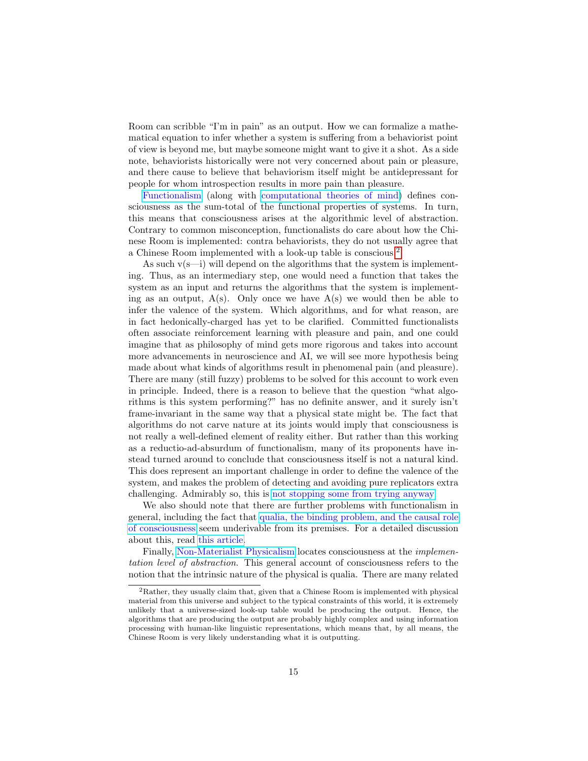Room can scribble "I'm in pain" as an output. How we can formalize a mathematical equation to infer whether a system is suffering from a behaviorist point of view is beyond me, but maybe someone might want to give it a shot. As a side note, behaviorists historically were not very concerned about pain or pleasure, and there cause to believe that behaviorism itself might be antidepressant for people for whom introspection results in more pain than pleasure.

Functionalism (along with computational theories of mind) defines consciousness as the sum-total of the functional properties of systems. In turn, this means that consciousness arises at the algorithmic level of abstraction. Contrary to common misconception, functionalists do care about how the Chinese Room is implemented: contra behaviorists, they do not usually agree that a Chinese Room implemented with a look-up table is conscious.[2]

As such v(s—i) will depend on the algorithms that the system is implementing. Thus, as an intermediary step, one would need a function that takes the system as an input and returns the algorithms that the system is implementing as an output, A(s). Only once we have A(s) we would then be able to infer the valence of the system. Which algorithms, and for what reason, are in fact hedonically-charged has yet to be clarified. Committed functionalists often associate reinforcement learning with pleasure and pain, and one could imagine that as philosophy of mind gets more rigorous and takes into account more advancements in neuroscience and AI, we will see more hypothesis being made about what kinds of algorithms result in phenomenal pain (and pleasure). There are many (still fuzzy) problems to be solved for this account to work even in principle. Indeed, there is a reason to believe that the question "what algorithms is this system performing?" has no definite answer, and it surely isn't frame-invariant in the same way that a physical state might be. The fact that algorithms do not carve nature at its joints would imply that consciousness is not really a well-defined element of reality either. But rather than this working as a reductio-ad-absurdum of functionalism, many of its proponents have instead turned around to conclude that consciousness itself is not a natural kind. This does represent an important challenge in order to define the valence of the system, and makes the problem of detecting and avoiding pure replicators extra challenging. Admirably so, this is not stopping some from trying anyway.

We also should note that there are further problems with functionalism in general, including the fact that qualia, the binding problem, and the causal role of consciousness seem underivable from its premises. For a detailed discussion about this, read this article.

Finally, Non-Materialist Physicalism locates consciousness at the *implementation level of abstraction*. This general account of consciousness refers to the notion that the intrinsic nature of the physical is qualia. There are many related

[2] Rather, they usually claim that, given that a Chinese Room is implemented with physical material from this universe and subject to the typical constraints of this world, it is extremely unlikely that a universe-sized look-up table would be producing the output. Hence, the algorithms that are producing the output are probably highly complex and using information processing with human-like linguistic representations, which means that, by all means, the Chinese Room is very likely understanding what it is outputting.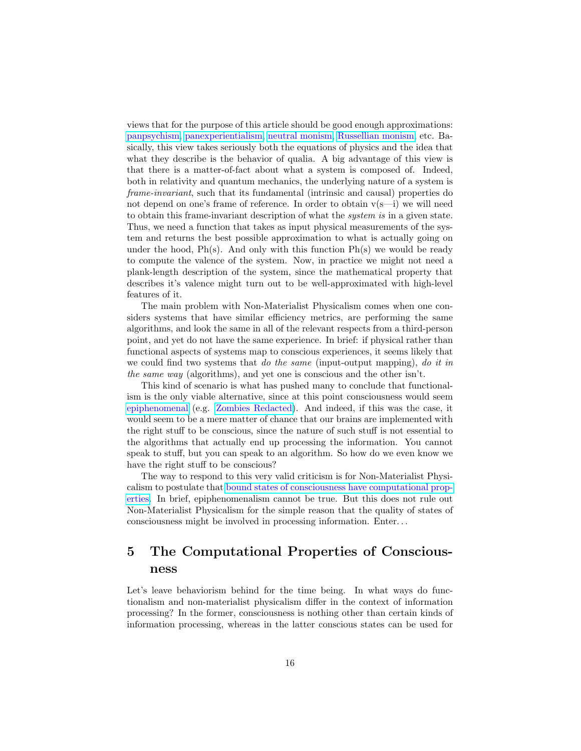views that for the purpose of this article should be good enough approximations: panpsychism, panexperientialism, neutral monism, Russellian monism, etc. Basically, this view takes seriously both the equations of physics and the idea that what they describe is the behavior of qualia. A big advantage of this view is that there is a matter-of-fact about what a system is composed of. Indeed, both in relativity and quantum mechanics, the underlying nature of a system is *frame-invariant*, such that its fundamental (intrinsic and causal) properties do not depend on one's frame of reference. In order to obtain v(s—i) we will need to obtain this frame-invariant description of what the *system is* in a given state. Thus, we need a function that takes as input physical measurements of the system and returns the best possible approximation to what is actually going on under the hood, Ph(s). And only with this function Ph(s) we would be ready to compute the valence of the system. Now, in practice we might not need a plank-length description of the system, since the mathematical property that describes it's valence might turn out to be well-approximated with high-level features of it.

The main problem with Non-Materialist Physicalism comes when one considers systems that have similar efficiency metrics, are performing the same algorithms, and look the same in all of the relevant respects from a third-person point, and yet do not have the same experience. In brief: if physical rather than functional aspects of systems map to conscious experiences, it seems likely that we could find two systems that *do the same* (input-output mapping), *do it in the same way* (algorithms), and yet one is conscious and the other isn't.

This kind of scenario is what has pushed many to conclude that functionalism is the only viable alternative, since at this point consciousness would seem epiphenomenal (e.g. Zombies Redacted). And indeed, if this was the case, it would seem to be a mere matter of chance that our brains are implemented with the right stuff to be conscious, since the nature of such stuff is not essential to the algorithms that actually end up processing the information. You cannot speak to stuff, but you can speak to an algorithm. So how do we even know we have the right stuff to be conscious?

The way to respond to this very valid criticism is for Non-Materialist Physicalism to postulate that bound states of consciousness have computational properties. In brief, epiphenomenalism cannot be true. But this does not rule out Non-Materialist Physicalism for the simple reason that the quality of states of consciousness might be involved in processing information. Enter…

## 5 The Computational Properties of Consciousness

Let's leave behaviorism behind for the time being. In what ways do functionalism and non-materialist physicalism differ in the context of information processing? In the former, consciousness is nothing other than certain kinds of information processing, whereas in the latter conscious states can be used for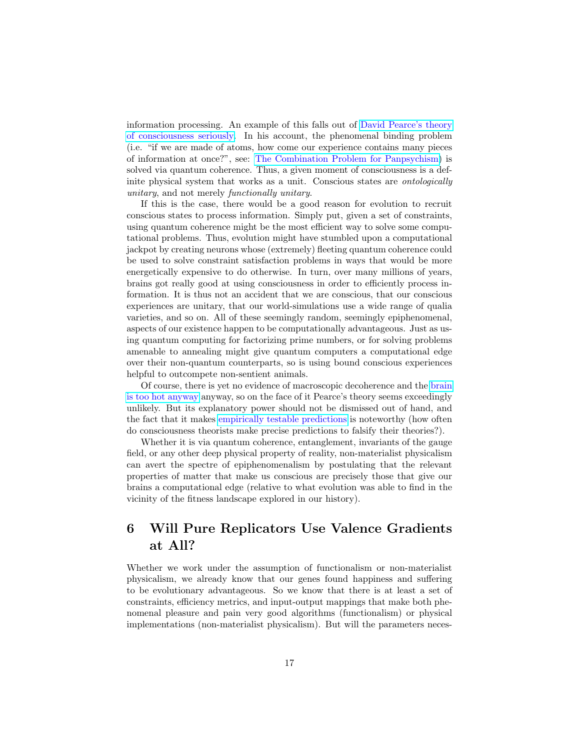information processing. An example of this falls out of David Pearce's theory of consciousness seriously. In his account, the phenomenal binding problem (i.e. "if we are made of atoms, how come our experience contains many pieces of information at once?", see: The Combination Problem for Panpsychism) is solved via quantum coherence. Thus, a given moment of consciousness is a definite physical system that works as a unit. Conscious states are *ontologically unitary*, and not merely *functionally unitary*.

If this is the case, there would be a good reason for evolution to recruit conscious states to process information. Simply put, given a set of constraints, using quantum coherence might be the most efficient way to solve some computational problems. Thus, evolution might have stumbled upon a computational jackpot by creating neurons whose (extremely) fleeting quantum coherence could be used to solve constraint satisfaction problems in ways that would be more energetically expensive to do otherwise. In turn, over many millions of years, brains got really good at using consciousness in order to efficiently process information. It is thus not an accident that we are conscious, that our conscious experiences are unitary, that our world-simulations use a wide range of qualia varieties, and so on. All of these seemingly random, seemingly epiphenomenal, aspects of our existence happen to be computationally advantageous. Just as using quantum computing for factorizing prime numbers, or for solving problems amenable to annealing might give quantum computers a computational edge over their non-quantum counterparts, so is using bound conscious experiences helpful to outcompete non-sentient animals.

Of course, there is yet no evidence of macroscopic decoherence and the brain is too hot anyway anyway, so on the face of it Pearce's theory seems exceedingly unlikely. But its explanatory power should not be dismissed out of hand, and the fact that it makes empirically testable predictions is noteworthy (how often do consciousness theorists make precise predictions to falsify their theories?).

Whether it is via quantum coherence, entanglement, invariants of the gauge field, or any other deep physical property of reality, non-materialist physicalism can avert the spectre of epiphenomenalism by postulating that the relevant properties of matter that make us conscious are precisely those that give our brains a computational edge (relative to what evolution was able to find in the vicinity of the fitness landscape explored in our history).

## 6 Will Pure Replicators Use Valence Gradients at All?

Whether we work under the assumption of functionalism or non-materialist physicalism, we already know that our genes found happiness and suffering to be evolutionary advantageous. So we know that there is at least a set of constraints, efficiency metrics, and input-output mappings that make both phenomenal pleasure and pain very good algorithms (functionalism) or physical implementations (non-materialist physicalism). But will the parameters neces-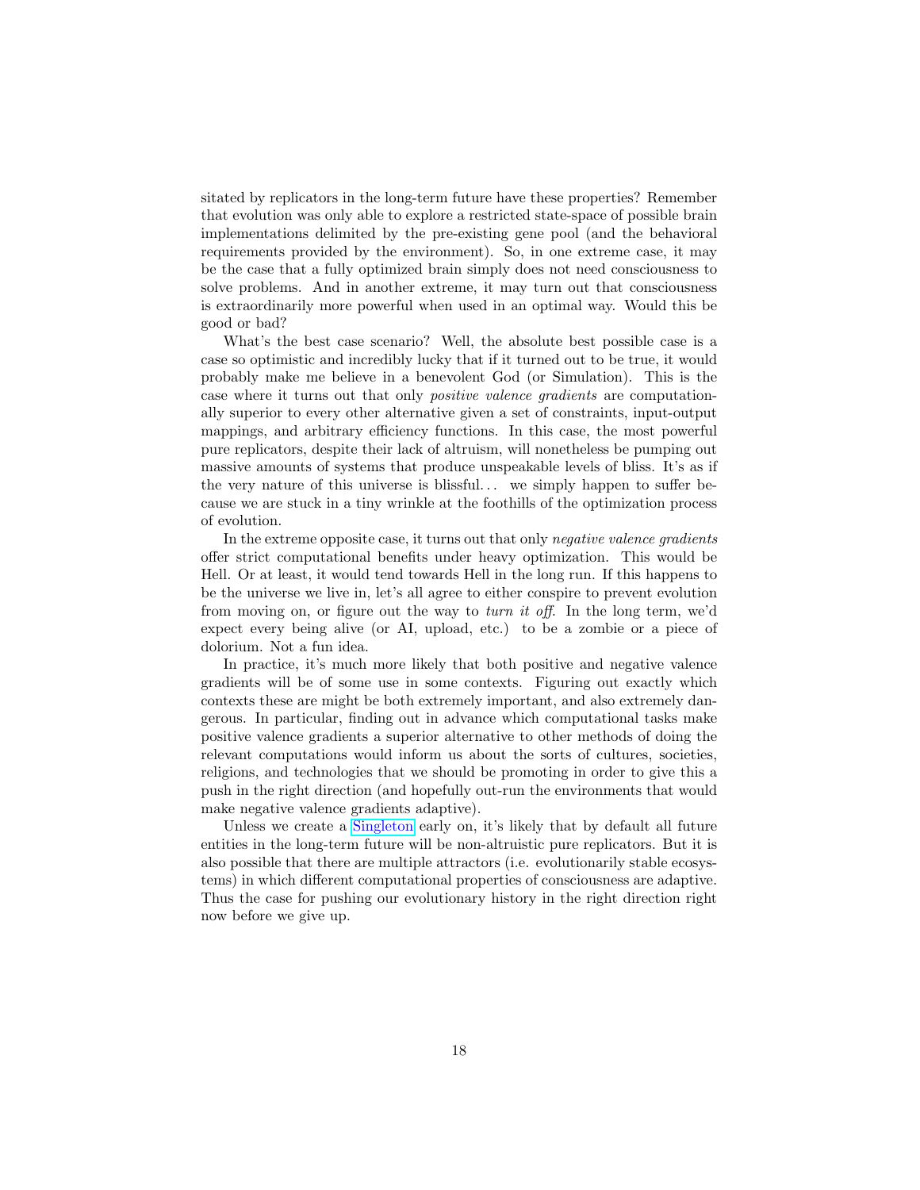sitated by replicators in the long-term future have these properties? Remember that evolution was only able to explore a restricted state-space of possible brain implementations delimited by the pre-existing gene pool (and the behavioral requirements provided by the environment). So, in one extreme case, it may be the case that a fully optimized brain simply does not need consciousness to solve problems. And in another extreme, it may turn out that consciousness is extraordinarily more powerful when used in an optimal way. Would this be good or bad?

What's the best case scenario? Well, the absolute best possible case is a case so optimistic and incredibly lucky that if it turned out to be true, it would probably make me believe in a benevolent God (or Simulation). This is the case where it turns out that only *positive valence gradients* are computationally superior to every other alternative given a set of constraints, input-output mappings, and arbitrary efficiency functions. In this case, the most powerful pure replicators, despite their lack of altruism, will nonetheless be pumping out massive amounts of systems that produce unspeakable levels of bliss. It's as if the very nature of this universe is blissful... we simply happen to suffer because we are stuck in a tiny wrinkle at the foothills of the optimization process of evolution.

In the extreme opposite case, it turns out that only *negative valence gradients* offer strict computational benefits under heavy optimization. This would be Hell. Or at least, it would tend towards Hell in the long run. If this happens to be the universe we live in, let's all agree to either conspire to prevent evolution from moving on, or figure out the way to *turn it off*. In the long term, we'd expect every being alive (or AI, upload, etc.) to be a zombie or a piece of dolorium. Not a fun idea.

In practice, it's much more likely that both positive and negative valence gradients will be of some use in some contexts. Figuring out exactly which contexts these are might be both extremely important, and also extremely dangerous. In particular, finding out in advance which computational tasks make positive valence gradients a superior alternative to other methods of doing the relevant computations would inform us about the sorts of cultures, societies, religions, and technologies that we should be promoting in order to give this a push in the right direction (and hopefully out-run the environments that would make negative valence gradients adaptive).

Unless we create a Singleton early on, it's likely that by default all future entities in the long-term future will be non-altruistic pure replicators. But it is also possible that there are multiple attractors (i.e. evolutionarily stable ecosystems) in which different computational properties of consciousness are adaptive. Thus the case for pushing our evolutionary history in the right direction right now before we give up.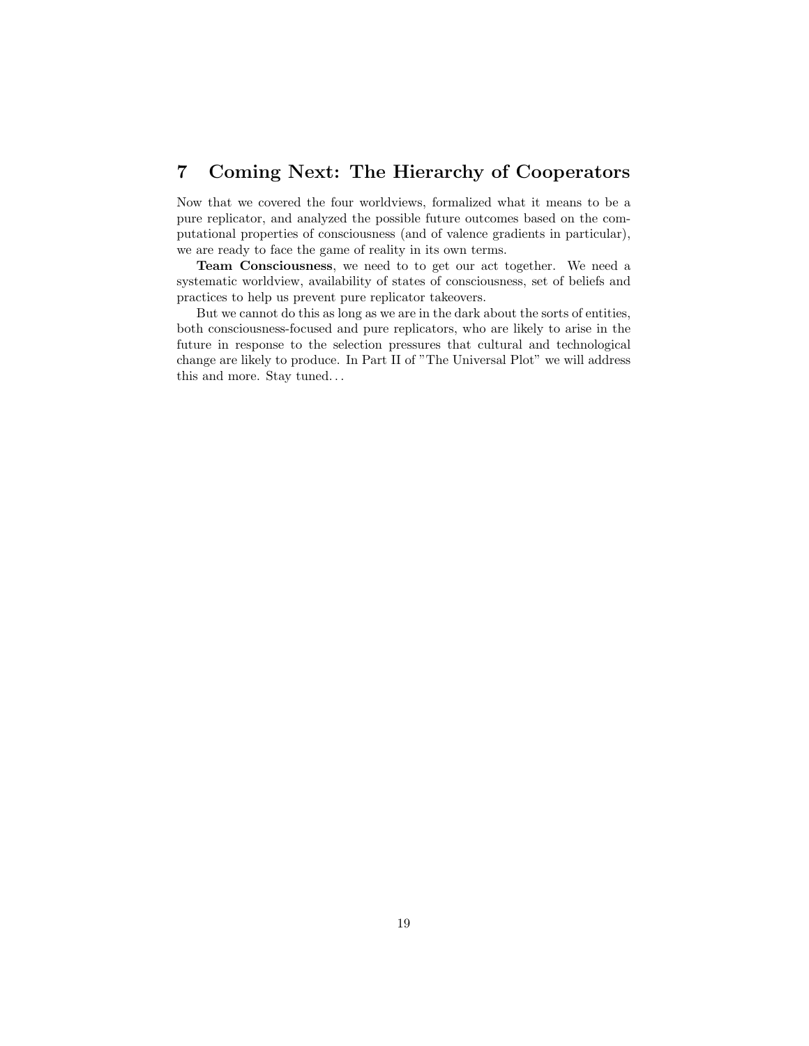## 7 Coming Next: The Hierarchy of Cooperators

Now that we covered the four worldviews, formalized what it means to be a pure replicator, and analyzed the possible future outcomes based on the computational properties of consciousness (and of valence gradients in particular), we are ready to face the game of reality in its own terms.

**Team Consciousness**, we need to to get our act together. We need a systematic worldview, availability of states of consciousness, set of beliefs and practices to help us prevent pure replicator takeovers.

But we cannot do this as long as we are in the dark about the sorts of entities, both consciousness-focused and pure replicators, who are likely to arise in the future in response to the selection pressures that cultural and technological change are likely to produce. In Part II of "The Universal Plot" we will address this and more. Stay tuned...